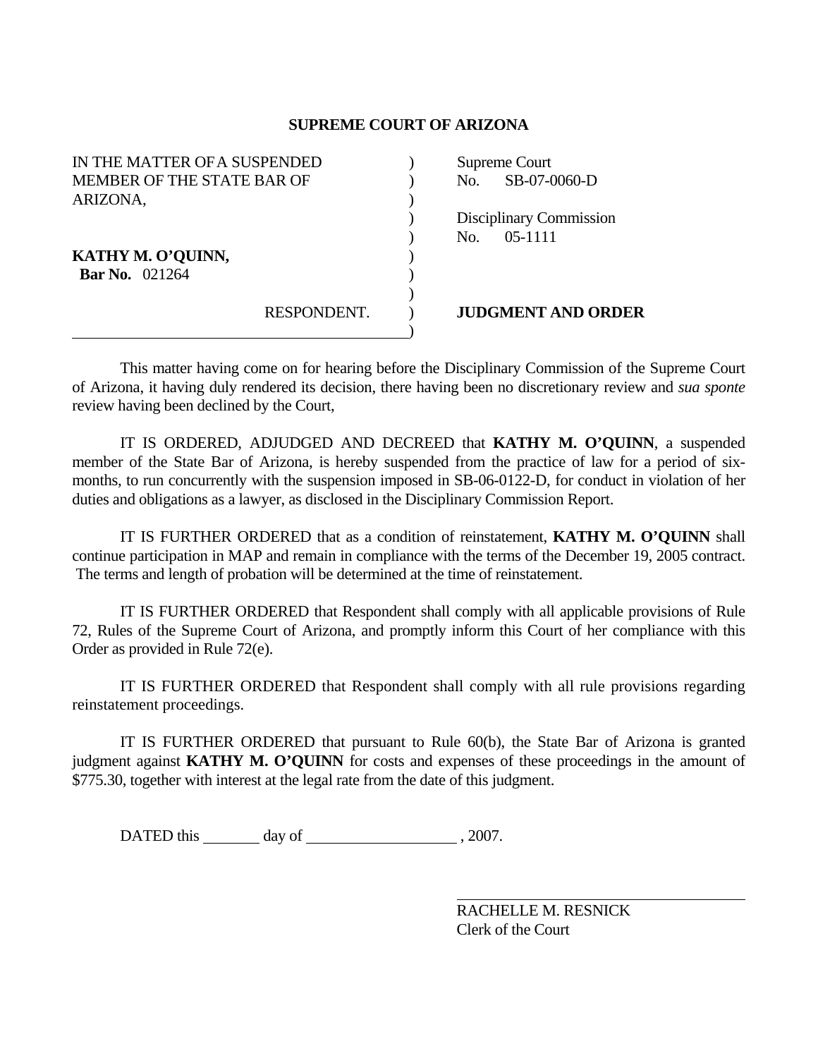# SUPREME COURT OF ARIZONA

| | | |
|---|---|---|
| IN THE MATTER OF A SUSPENDED MEMBER OF THE STATE BAR OF ARIZONA, | ) | Supreme Court No. SB-07-0060-D |
| | ) | Disciplinary Commission No. 05-1111 |
| **KATHY M. O'QUINN,** **Bar No.** 021264 | ) | |
| RESPONDENT. | ) | **JUDGMENT AND ORDER** |

This matter having come on for hearing before the Disciplinary Commission of the Supreme Court of Arizona, it having duly rendered its decision, there having been no discretionary review and *sua sponte* review having been declined by the Court,

IT IS ORDERED, ADJUDGED AND DECREED that **KATHY M. O'QUINN**, a suspended member of the State Bar of Arizona, is hereby suspended from the practice of law for a period of six-months, to run concurrently with the suspension imposed in SB-06-0122-D, for conduct in violation of her duties and obligations as a lawyer, as disclosed in the Disciplinary Commission Report.

IT IS FURTHER ORDERED that as a condition of reinstatement, **KATHY M. O'QUINN** shall continue participation in MAP and remain in compliance with the terms of the December 19, 2005 contract. The terms and length of probation will be determined at the time of reinstatement.

IT IS FURTHER ORDERED that Respondent shall comply with all applicable provisions of Rule 72, Rules of the Supreme Court of Arizona, and promptly inform this Court of her compliance with this Order as provided in Rule 72(e).

IT IS FURTHER ORDERED that Respondent shall comply with all rule provisions regarding reinstatement proceedings.

IT IS FURTHER ORDERED that pursuant to Rule 60(b), the State Bar of Arizona is granted judgment against **KATHY M. O'QUINN** for costs and expenses of these proceedings in the amount of $775.30, together with interest at the legal rate from the date of this judgment.

DATED this _______ day of ___________________ , 2007.

_________________________________

RACHELLE M. RESNICK
Clerk of the Court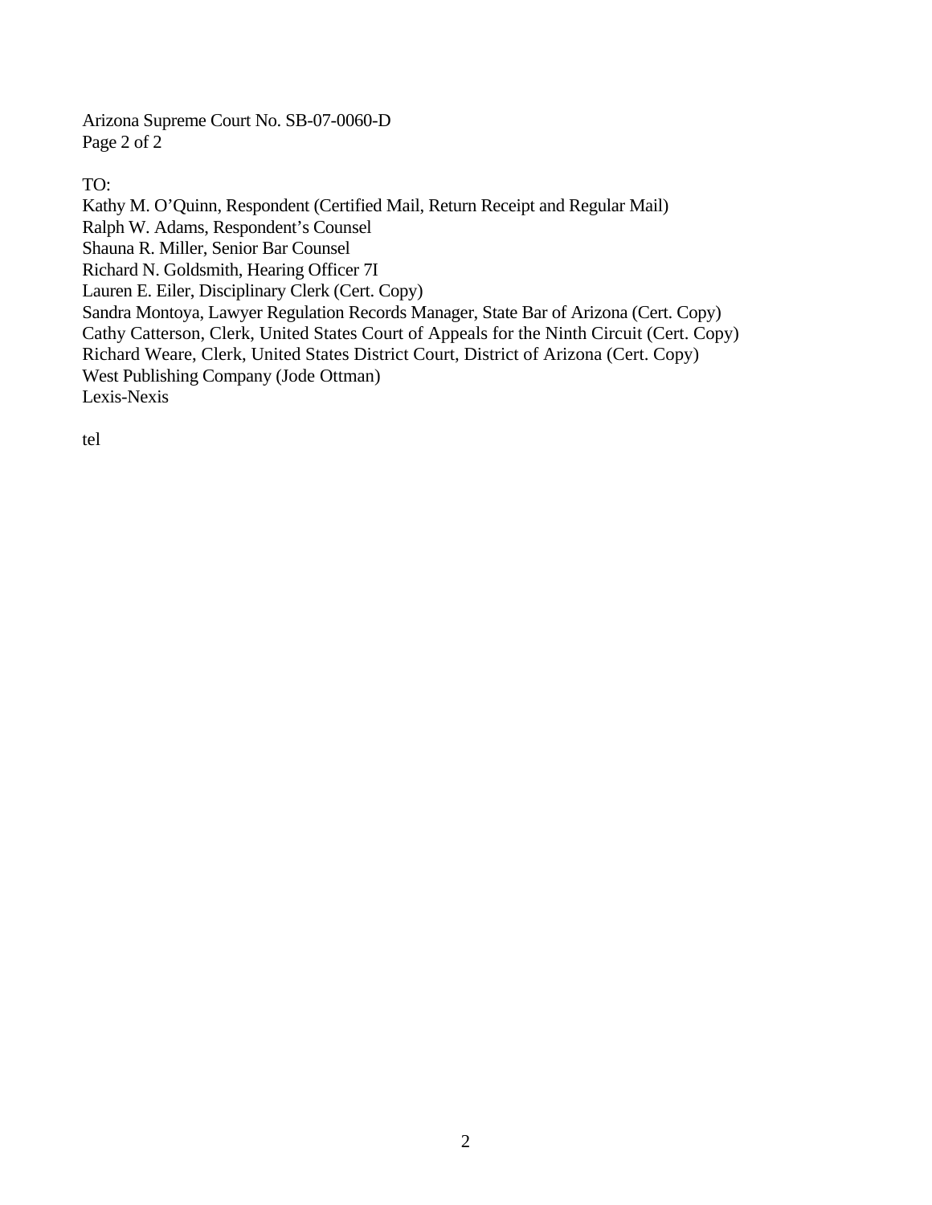TO:

Kathy M. O'Quinn, Respondent (Certified Mail, Return Receipt and Regular Mail)
Ralph W. Adams, Respondent's Counsel
Shauna R. Miller, Senior Bar Counsel
Richard N. Goldsmith, Hearing Officer 7I
Lauren E. Eiler, Disciplinary Clerk (Cert. Copy)
Sandra Montoya, Lawyer Regulation Records Manager, State Bar of Arizona (Cert. Copy)
Cathy Catterson, Clerk, United States Court of Appeals for the Ninth Circuit (Cert. Copy)
Richard Weare, Clerk, United States District Court, District of Arizona (Cert. Copy)
West Publishing Company (Jode Ottman)
Lexis-Nexis

tel